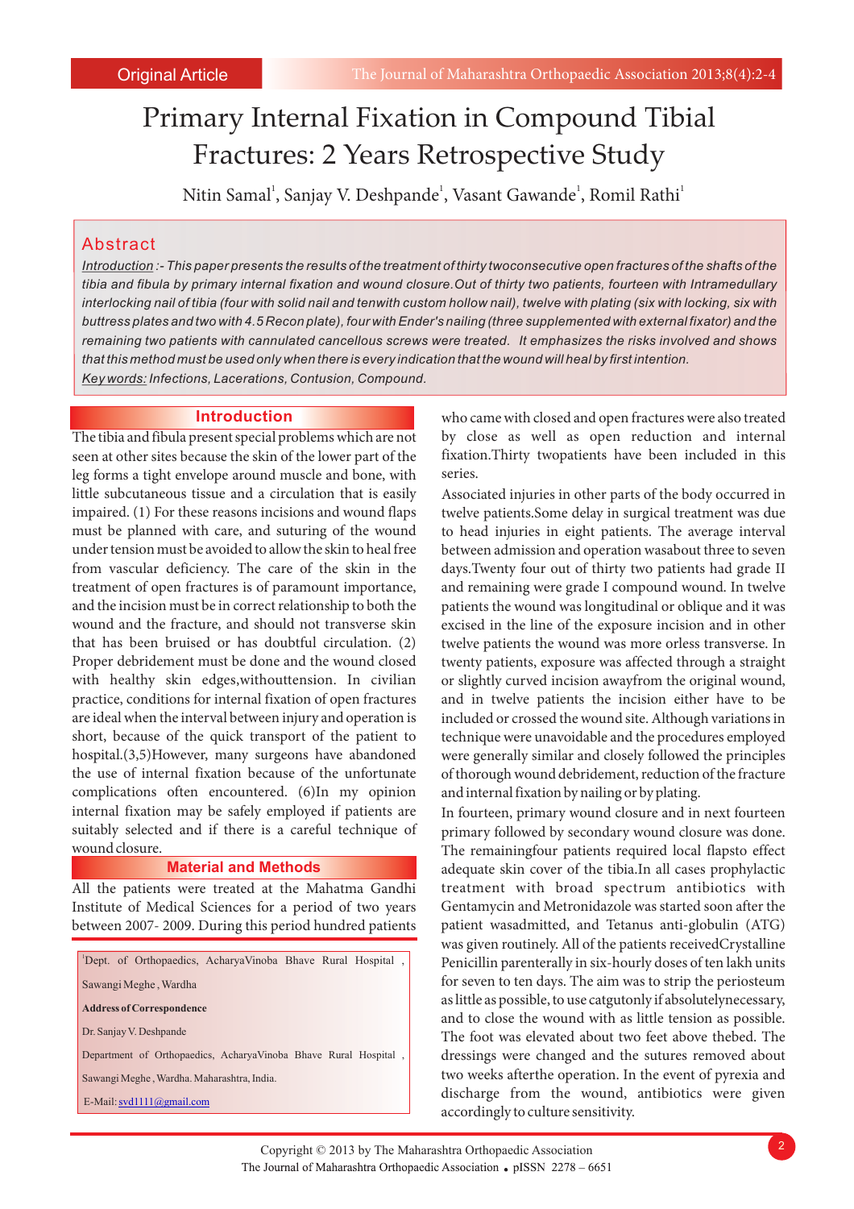Original Article

# Primary Internal Fixation in Compound Tibial Fractures: 2 Years Retrospective Study

Nitin Samal[1], Sanjay V. Deshpande[1], Vasant Gawande[1], Romil Rathi[1]

## Abstract

*Introduction :- This paper presents the results of the treatment of thirty twoconsecutive open fractures of the shafts of the tibia and fibula by primary internal fixation and wound closure.Out of thirty two patients, fourteen with Intramedullary interlocking nail of tibia (four with solid nail and tenwith custom hollow nail), twelve with plating (six with locking, six with buttress plates and two with 4.5 Recon plate), four with Ender's nailing (three supplemented with external fixator) and the remaining two patients with cannulated cancellous screws were treated. It emphasizes the risks involved and shows that this method must be used only when there is every indication that the wound will heal by first intention.*

*Key words: Infections, Lacerations, Contusion, Compound.*

## Introduction

The tibia and fibula present special problems which are not seen at other sites because the skin of the lower part of the leg forms a tight envelope around muscle and bone, with little subcutaneous tissue and a circulation that is easily impaired. (1) For these reasons incisions and wound flaps must be planned with care, and suturing of the wound under tension must be avoided to allow the skin to heal free from vascular deficiency. The care of the skin in the treatment of open fractures is of paramount importance, and the incision must be in correct relationship to both the wound and the fracture, and should not transverse skin that has been bruised or has doubtful circulation. (2) Proper debridement must be done and the wound closed with healthy skin edges,withouttension. In civilian practice, conditions for internal fixation of open fractures are ideal when the interval between injury and operation is short, because of the quick transport of the patient to hospital.(3,5)However, many surgeons have abandoned the use of internal fixation because of the unfortunate complications often encountered. (6)In my opinion internal fixation may be safely employed if patients are suitably selected and if there is a careful technique of wound closure.

## Material and Methods

All the patients were treated at the Mahatma Gandhi Institute of Medical Sciences for a period of two years between 2007- 2009. During this period hundred patients who came with closed and open fractures were also treated by close as well as open reduction and internal fixation.Thirty twopatients have been included in this series.

Associated injuries in other parts of the body occurred in twelve patients.Some delay in surgical treatment was due to head injuries in eight patients. The average interval between admission and operation wasabout three to seven days.Twenty four out of thirty two patients had grade II and remaining were grade I compound wound. In twelve patients the wound was longitudinal or oblique and it was excised in the line of the exposure incision and in other twelve patients the wound was more orless transverse. In twenty patients, exposure was affected through a straight or slightly curved incision awayfrom the original wound, and in twelve patients the incision either have to be included or crossed the wound site. Although variations in technique were unavoidable and the procedures employed were generally similar and closely followed the principles of thorough wound debridement, reduction of the fracture and internal fixation by nailing or by plating.

In fourteen, primary wound closure and in next fourteen primary followed by secondary wound closure was done. The remainingfour patients required local flapsto effect adequate skin cover of the tibia.In all cases prophylactic treatment with broad spectrum antibiotics with Gentamycin and Metronidazole was started soon after the patient wasadmitted, and Tetanus anti-globulin (ATG) was given routinely. All of the patients receivedCrystalline Penicillin parenterally in six-hourly doses of ten lakh units for seven to ten days. The aim was to strip the periosteum as little as possible, to use catgutonly if absolutelynecessary, and to close the wound with as little tension as possible. The foot was elevated about two feet above thebed. The dressings were changed and the sutures removed about two weeks afterthe operation. In the event of pyrexia and discharge from the wound, antibiotics were given accordingly to culture sensitivity.

---

[1]Dept. of Orthopaedics, AcharyaVinoba Bhave Rural Hospital , Sawangi Meghe , Wardha

**Address of Correspondence**

Dr. Sanjay V. Deshpande

Department of Orthopaedics, AcharyaVinoba Bhave Rural Hospital , Sawangi Meghe , Wardha. Maharashtra, India.

E-Mail: svd1111@gmail.com

Copyright © 2013 by The Maharashtra Orthopaedic Association

The Journal of Maharashtra Orthopaedic Association • pISSN 2278 – 6651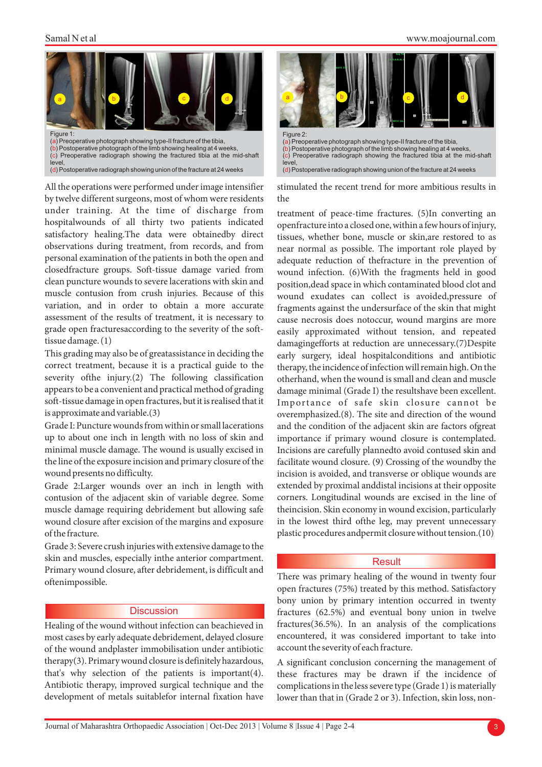Figure 1:
(a) Preoperative photograph showing type-II fracture of the tibia,
(b) Postoperative photograph of the limb showing healing at 4 weeks,
(c) Preoperative radiograph showing the fractured tibia at the mid-shaft level,
(d) Postoperative radiograph showing union of the fracture at 24 weeks

Figure 2:
(a) Preoperative photograph showing type-II fracture of the tibia,
(b) Postoperative photograph of the limb showing healing at 4 weeks,
(c) Preoperative radiograph showing the fractured tibia at the mid-shaft level,
(d) Postoperative radiograph showing union of the fracture at 24 weeks

All the operations were performed under image intensifier by twelve different surgeons, most of whom were residents under training. At the time of discharge from hospitalwounds of all thirty two patients indicated satisfactory healing.The data were obtainedby direct observations during treatment, from records, and from personal examination of the patients in both the open and closedfracture groups. Soft-tissue damage varied from clean puncture wounds to severe lacerations with skin and muscle contusion from crush injuries. Because of this variation, and in order to obtain a more accurate assessment of the results of treatment, it is necessary to grade open fracturesaccording to the severity of the soft-tissue damage. (1)

This grading may also be of greatassistance in deciding the correct treatment, because it is a practical guide to the severity ofthe injury.(2) The following classification appears to be a convenient and practical method of grading soft-tissue damage in open fractures, but it is realised that it is approximate and variable.(3)

Grade I: Puncture wounds from within or small lacerations up to about one inch in length with no loss of skin and minimal muscle damage. The wound is usually excised in the line of the exposure incision and primary closure of the wound presents no difficulty.

Grade 2:Larger wounds over an inch in length with contusion of the adjacent skin of variable degree. Some muscle damage requiring debridement but allowing safe wound closure after excision of the margins and exposure of the fracture.

Grade 3: Severe crush injuries with extensive damage to the skin and muscles, especially inthe anterior compartment. Primary wound closure, after debridement, is difficult and oftenimpossible.

## Discussion

Healing of the wound without infection can beachieved in most cases by early adequate debridement, delayed closure of the wound andplaster immobilisation under antibiotic therapy(3). Primary wound closure is definitely hazardous, that's why selection of the patients is important(4). Antibiotic therapy, improved surgical technique and the development of metals suitablefor internal fixation have stimulated the recent trend for more ambitious results in the

treatment of peace-time fractures. (5)In converting an openfracture into a closed one, within a few hours of injury, tissues, whether bone, muscle or skin,are restored to as near normal as possible. The important role played by adequate reduction of thefracture in the prevention of wound infection. (6)With the fragments held in good position,dead space in which contaminated blood clot and wound exudates can collect is avoided,pressure of fragments against the undersurface of the skin that might cause necrosis does notoccur, wound margins are more easily approximated without tension, and repeated damagingefforts at reduction are unnecessary.(7)Despite early surgery, ideal hospitalconditions and antibiotic therapy, the incidence of infection will remain high. On the otherhand, when the wound is small and clean and muscle damage minimal (Grade I) the resultshave been excellent. Importance of safe skin closure cannot be overemphasized.(8). The site and direction of the wound and the condition of the adjacent skin are factors ofgreat importance if primary wound closure is contemplated. Incisions are carefully plannedto avoid contused skin and facilitate wound closure. (9) Crossing of the woundby the incision is avoided, and transverse or oblique wounds are extended by proximal anddistal incisions at their opposite corners. Longitudinal wounds are excised in the line of theincision. Skin economy in wound excision, particularly in the lowest third ofthe leg, may prevent unnecessary plastic procedures andpermit closure without tension.(10)

## Result

There was primary healing of the wound in twenty four open fractures (75%) treated by this method. Satisfactory bony union by primary intention occurred in twenty fractures (62.5%) and eventual bony union in twelve fractures(36.5%). In an analysis of the complications encountered, it was considered important to take into account the severity of each fracture.

A significant conclusion concerning the management of these fractures may be drawn if the incidence of complications in the less severe type (Grade 1) is materially lower than that in (Grade 2 or 3). Infection, skin loss, non-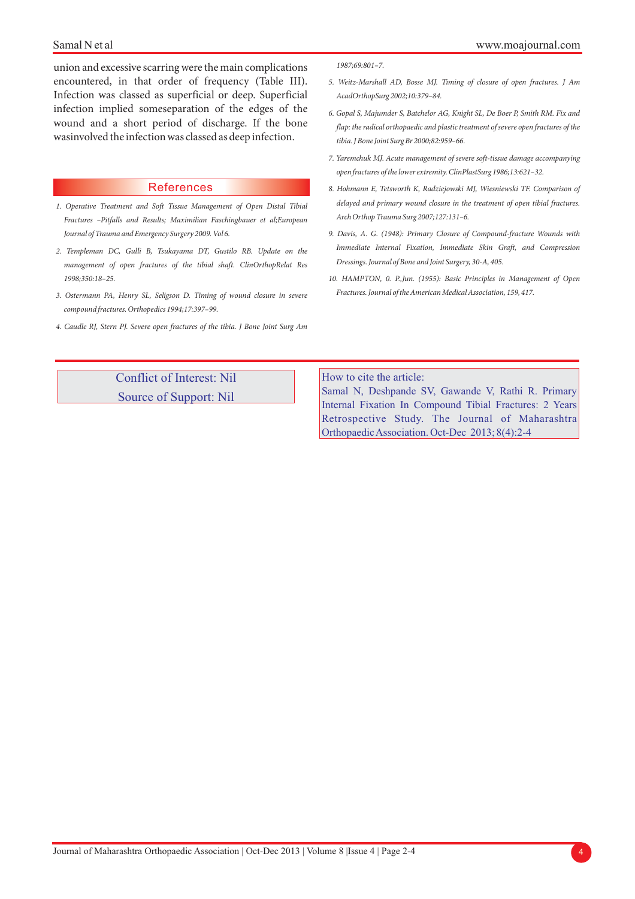union and excessive scarring were the main complications encountered, in that order of frequency (Table III). Infection was classed as superficial or deep. Superficial infection implied someseparation of the edges of the wound and a short period of discharge. If the bone wasinvolved the infection was classed as deep infection.

## References

1. *Operative Treatment and Soft Tissue Management of Open Distal Tibial Fractures –Pitfalls and Results; Maximilian Faschingbauer et al;European Journal of Trauma and Emergency Surgery 2009. Vol 6.*
2. *Templeman DC, Gulli B, Tsukayama DT, Gustilo RB. Update on the management of open fractures of the tibial shaft. ClinOrthopRelat Res 1998;350:18–25.*
3. *Ostermann PA, Henry SL, Seligson D. Timing of wound closure in severe compound fractures. Orthopedics 1994;17:397–99.*
4. *Caudle RJ, Stern PJ. Severe open fractures of the tibia. J Bone Joint Surg Am 1987;69:801–7.*
5. *Weitz-Marshall AD, Bosse MJ. Timing of closure of open fractures. J Am AcadOrthopSurg 2002;10:379–84.*
6. *Gopal S, Majumder S, Batchelor AG, Knight SL, De Boer P, Smith RM. Fix and flap: the radical orthopaedic and plastic treatment of severe open fractures of the tibia. J Bone Joint Surg Br 2000;82:959–66.*
7. *Yaremchuk MJ. Acute management of severe soft-tissue damage accompanying open fractures of the lower extremity. ClinPlastSurg 1986;13:621–32.*
8. *Hohmann E, Tetsworth K, Radziejowski MJ, Wiesniewski TF. Comparison of delayed and primary wound closure in the treatment of open tibial fractures. Arch Orthop Trauma Surg 2007;127:131–6.*
9. *Davis, A. G. (1948): Primary Closure of Compound-fracture Wounds with Immediate Internal Fixation, Immediate Skin Graft, and Compression Dressings. Journal of Bone and Joint Surgery, 30-A, 405.*
10. *HAMPTON, 0. P.,Jun. (1955): Basic Principles in Management of Open Fractures. Journal of the American Medical Association, 159, 417.*

Conflict of Interest: Nil
Source of Support: Nil

How to cite the article:
Samal N, Deshpande SV, Gawande V, Rathi R. Primary Internal Fixation In Compound Tibial Fractures: 2 Years Retrospective Study. The Journal of Maharashtra Orthopaedic Association. Oct-Dec 2013; 8(4):2-4